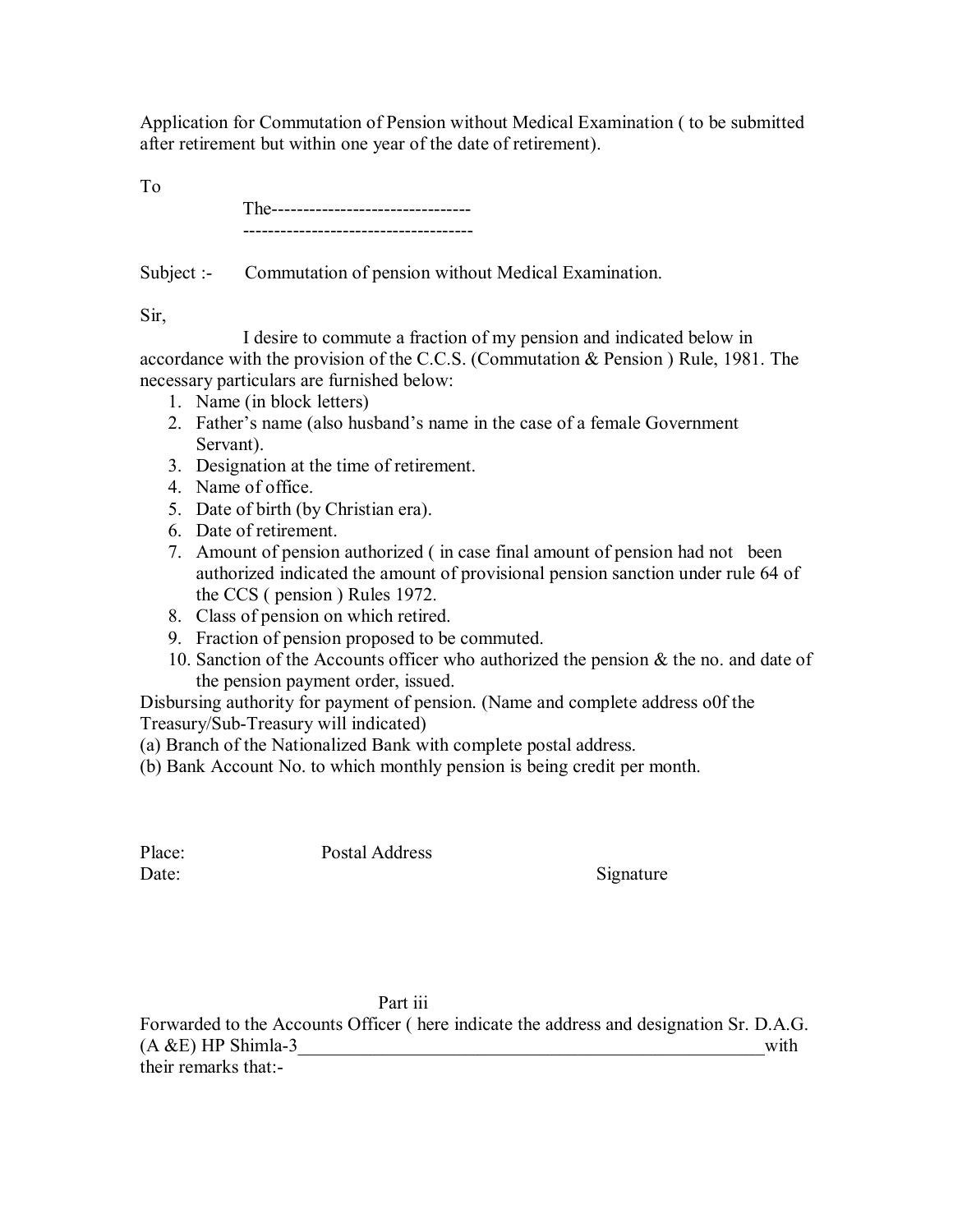Application for Commutation of Pension without Medical Examination ( to be submitted after retirement but within one year of the date of retirement).

To

The--------------------------------
------------------------------------

Subject :- Commutation of pension without Medical Examination.

Sir,

I desire to commute a fraction of my pension and indicated below in accordance with the provision of the C.C.S. (Commutation & Pension ) Rule, 1981. The necessary particulars are furnished below:

1. Name (in block letters)
2. Father's name (also husband's name in the case of a female Government Servant).
3. Designation at the time of retirement.
4. Name of office.
5. Date of birth (by Christian era).
6. Date of retirement.
7. Amount of pension authorized ( in case final amount of pension had not been authorized indicated the amount of provisional pension sanction under rule 64 of the CCS ( pension ) Rules 1972.
8. Class of pension on which retired.
9. Fraction of pension proposed to be commuted.
10. Sanction of the Accounts officer who authorized the pension & the no. and date of the pension payment order, issued.

Disbursing authority for payment of pension. (Name and complete address o0f the Treasury/Sub-Treasury will indicated)

(a) Branch of the Nationalized Bank with complete postal address.

(b) Bank Account No. to which monthly pension is being credit per month.

Place: Postal Address

Date: Signature

Part iii

Forwarded to the Accounts Officer ( here indicate the address and designation Sr. D.A.G. (A &E) HP Shimla-3\_\_\_\_\_\_\_\_\_\_\_\_\_\_\_\_\_\_\_\_\_\_\_\_\_\_\_\_\_\_\_\_\_\_\_\_\_\_\_\_\_\_\_\_\_\_\_\_\_\_\_\_with their remarks that:-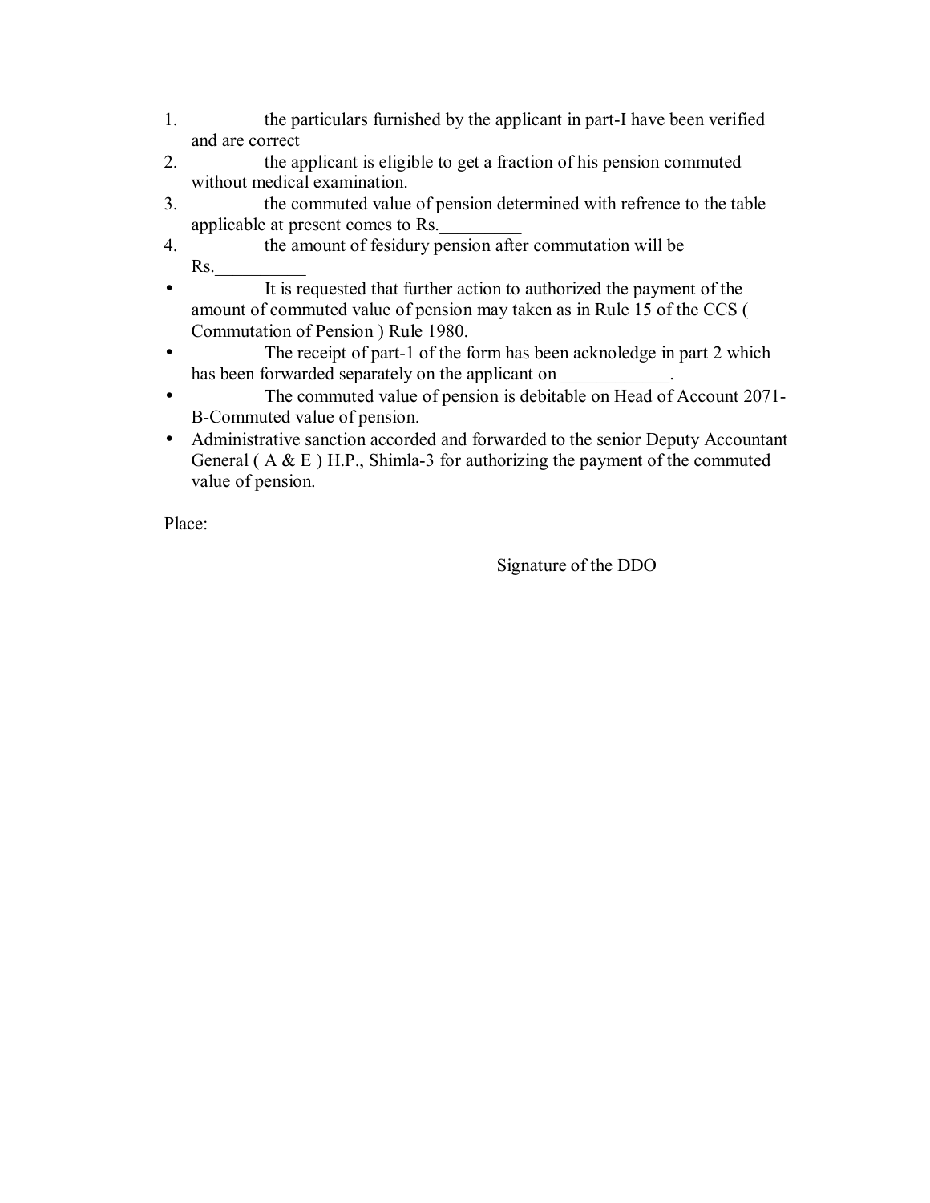1. the particulars furnished by the applicant in part-I have been verified and are correct
2. the applicant is eligible to get a fraction of his pension commuted without medical examination.
3. the commuted value of pension determined with refrence to the table applicable at present comes to Rs.\_\_\_\_\_\_\_\_\_
4. the amount of fesidury pension after commutation will be Rs.\_\_\_\_\_\_\_\_\_\_

- It is requested that further action to authorized the payment of the amount of commuted value of pension may taken as in Rule 15 of the CCS ( Commutation of Pension ) Rule 1980.
- The receipt of part-1 of the form has been acknoledge in part 2 which has been forwarded separately on the applicant on \_\_\_\_\_\_\_\_\_\_\_\_.
- The commuted value of pension is debitable on Head of Account 2071-B-Commuted value of pension.
- Administrative sanction accorded and forwarded to the senior Deputy Accountant General ( A & E ) H.P., Shimla-3 for authorizing the payment of the commuted value of pension.

Place:

Signature of the DDO